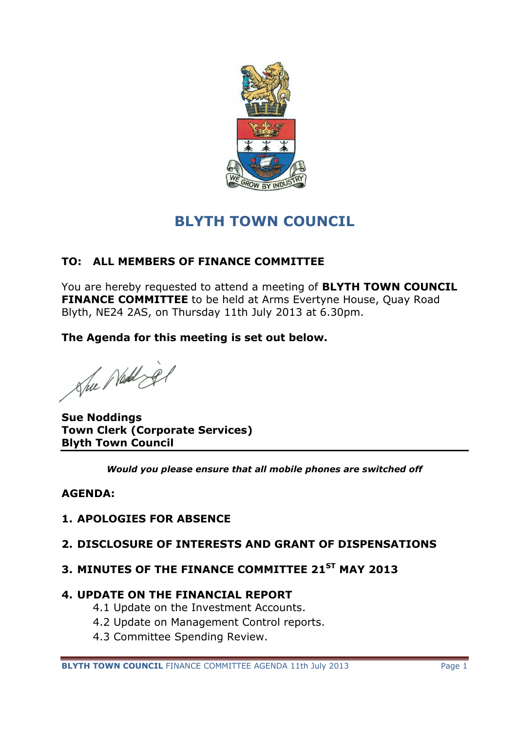# BLYTH TOWN COUNCIL

**TO: ALL MEMBERS OF FINANCE COMMITTEE**

You are hereby requested to attend a meeting of **BLYTH TOWN COUNCIL FINANCE COMMITTEE** to be held at Arms Evertyne House, Quay Road Blyth, NE24 2AS, on Thursday 11th July 2013 at 6.30pm.

**The Agenda for this meeting is set out below.**

**Sue Noddings**
**Town Clerk (Corporate Services)**
**Blyth Town Council**

***Would you please ensure that all mobile phones are switched off***

**AGENDA:**

1. **APOLOGIES FOR ABSENCE**

2. **DISCLOSURE OF INTERESTS AND GRANT OF DISPENSATIONS**

3. **MINUTES OF THE FINANCE COMMITTEE 21ST MAY 2013**

4. **UPDATE ON THE FINANCIAL REPORT**
   - 4.1 Update on the Investment Accounts.
   - 4.2 Update on Management Control reports.
   - 4.3 Committee Spending Review.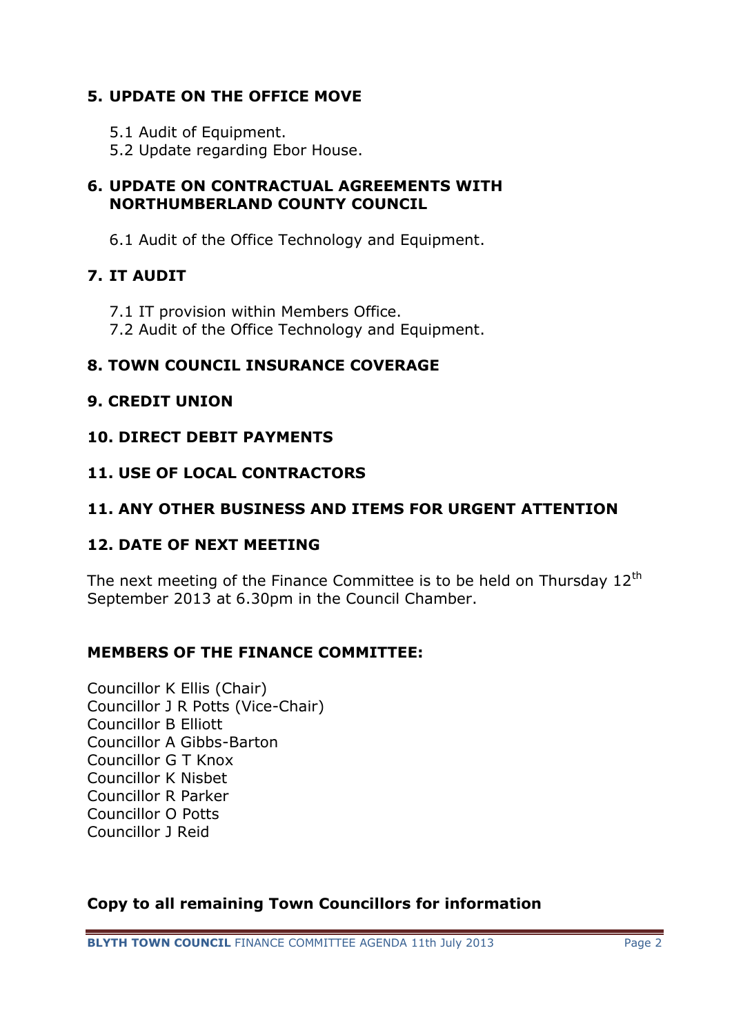## 5. UPDATE ON THE OFFICE MOVE

5.1 Audit of Equipment.
5.2 Update regarding Ebor House.

## 6. UPDATE ON CONTRACTUAL AGREEMENTS WITH NORTHUMBERLAND COUNTY COUNCIL

6.1 Audit of the Office Technology and Equipment.

## 7. IT AUDIT

7.1 IT provision within Members Office.
7.2 Audit of the Office Technology and Equipment.

## 8. TOWN COUNCIL INSURANCE COVERAGE

## 9. CREDIT UNION

## 10. DIRECT DEBIT PAYMENTS

## 11. USE OF LOCAL CONTRACTORS

## 11. ANY OTHER BUSINESS AND ITEMS FOR URGENT ATTENTION

## 12. DATE OF NEXT MEETING

The next meeting of the Finance Committee is to be held on Thursday 12th September 2013 at 6.30pm in the Council Chamber.

**MEMBERS OF THE FINANCE COMMITTEE:**

Councillor K Ellis (Chair)
Councillor J R Potts (Vice-Chair)
Councillor B Elliott
Councillor A Gibbs-Barton
Councillor G T Knox
Councillor K Nisbet
Councillor R Parker
Councillor O Potts
Councillor J Reid

**Copy to all remaining Town Councillors for information**